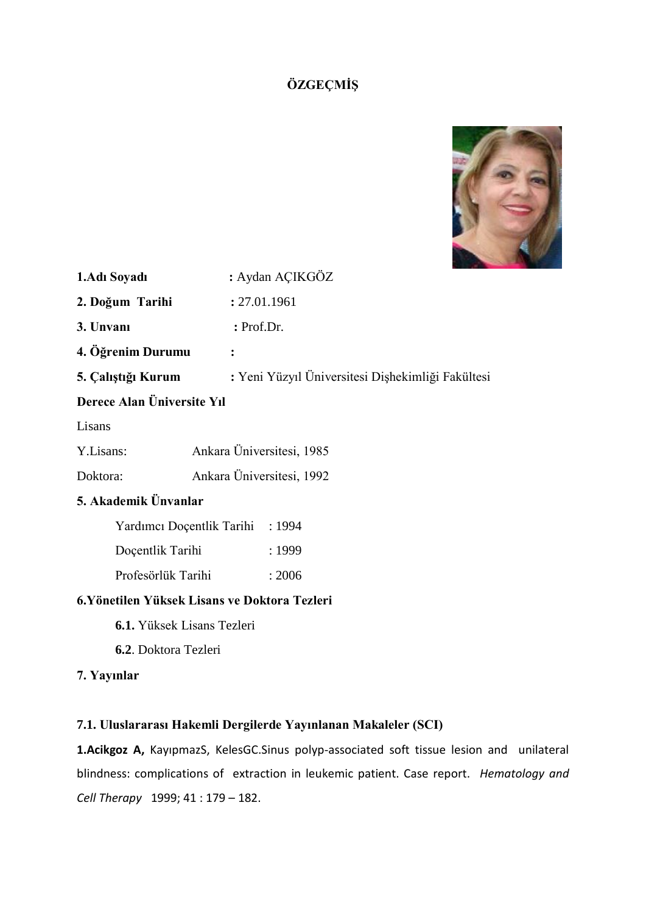# ÖZGEÇMİŞ

**1.Adı Soyadı** : Aydan AÇIKGÖZ

**2. Doğum Tarihi** : 27.01.1961

**3. Unvanı** : Prof.Dr.

**4. Öğrenim Durumu** :

**5. Çalıştığı Kurum** : Yeni Yüzyıl Üniversitesi Dişhekimliği Fakültesi

**Derece Alan Üniversite Yıl**

Lisans

Y.Lisans: Ankara Üniversitesi, 1985

Doktora: Ankara Üniversitesi, 1992

**5. Akademik Ünvanlar**

Yardımcı Doçentlik Tarihi : 1994

Doçentlik Tarihi : 1999

Profesörlük Tarihi : 2006

**6.Yönetilen Yüksek Lisans ve Doktora Tezleri**

**6.1.** Yüksek Lisans Tezleri

**6.2**. Doktora Tezleri

**7. Yayınlar**

**7.1. Uluslararası Hakemli Dergilerde Yayınlanan Makaleler (SCI)**

**1.Acikgoz A,** KayıpmazS, KelesGC.Sinus polyp-associated soft tissue lesion and unilateral blindness: complications of extraction in leukemic patient. Case report. *Hematology and Cell Therapy* 1999; 41 : 179 – 182.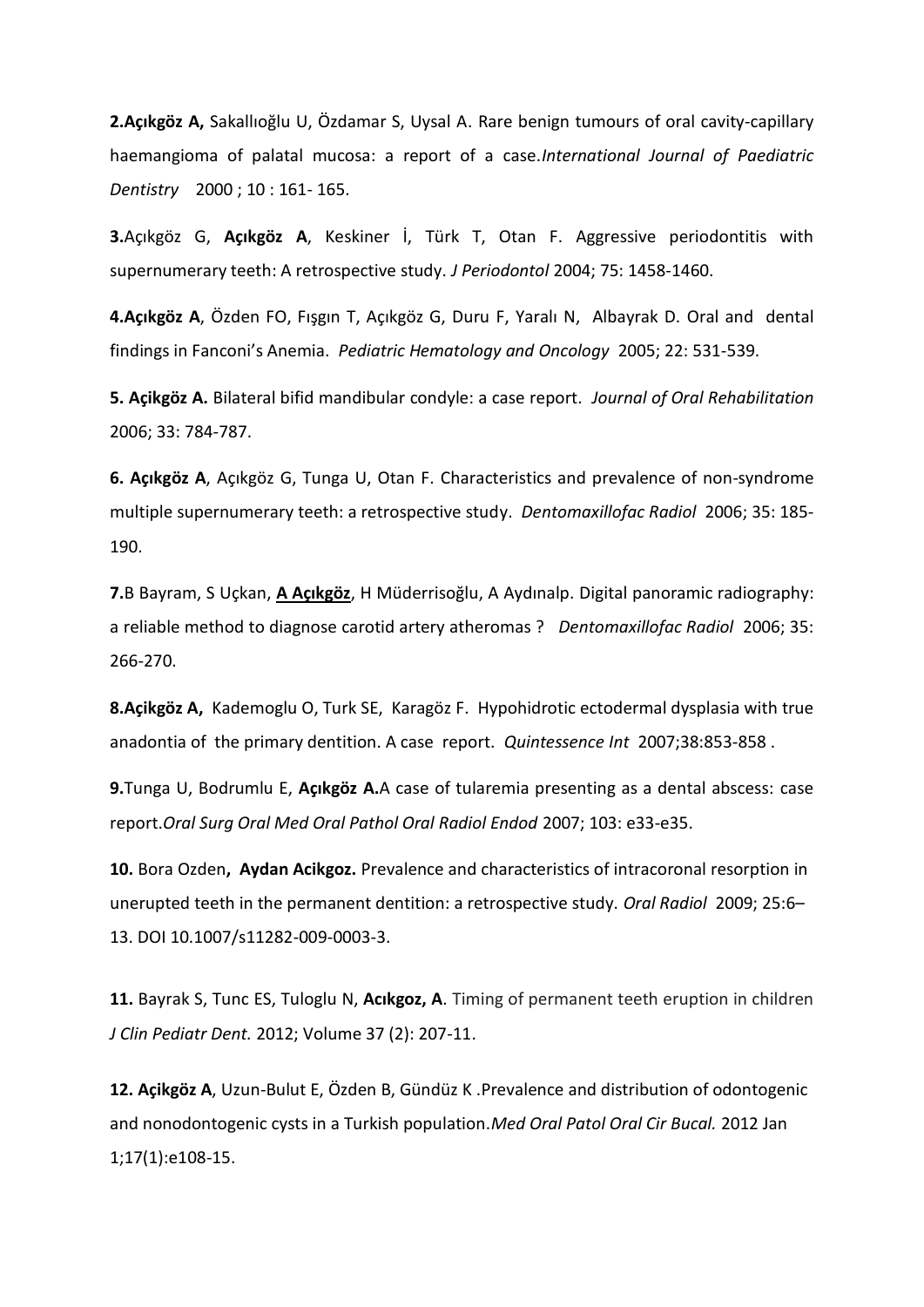**2.Açıkgöz A,** Sakallıoğlu U, Özdamar S, Uysal A. Rare benign tumours of oral cavity-capillary haemangioma of palatal mucosa: a report of a case.*International Journal of Paediatric Dentistry* 2000 ; 10 : 161- 165.

**3.**Açıkgöz G, **Açıkgöz A**, Keskiner İ, Türk T, Otan F. Aggressive periodontitis with supernumerary teeth: A retrospective study. *J Periodontol* 2004; 75: 1458-1460.

**4.Açıkgöz A**, Özden FO, Fışgın T, Açıkgöz G, Duru F, Yaralı N, Albayrak D. Oral and dental findings in Fanconi's Anemia. *Pediatric Hematology and Oncology* 2005; 22: 531-539.

**5. Açikgöz A.** Bilateral bifid mandibular condyle: a case report. *Journal of Oral Rehabilitation* 2006; 33: 784-787.

**6. Açıkgöz A**, Açıkgöz G, Tunga U, Otan F. Characteristics and prevalence of non-syndrome multiple supernumerary teeth: a retrospective study. *Dentomaxillofac Radiol* 2006; 35: 185-190.

**7.**B Bayram, S Uçkan, **A Açıkgöz**, H Müderrisoğlu, A Aydınalp. Digital panoramic radiography: a reliable method to diagnose carotid artery atheromas ? *Dentomaxillofac Radiol* 2006; 35: 266-270.

**8.Açikgöz A,** Kademoglu O, Turk SE, Karagöz F. Hypohidrotic ectodermal dysplasia with true anadontia of the primary dentition. A case report. *Quintessence Int* 2007;38:853-858 .

**9.**Tunga U, Bodrumlu E, **Açıkgöz A.**A case of tularemia presenting as a dental abscess: case report.*Oral Surg Oral Med Oral Pathol Oral Radiol Endod* 2007; 103: e33-e35.

**10.** Bora Ozden**, Aydan Acikgoz.** Prevalence and characteristics of intracoronal resorption in unerupted teeth in the permanent dentition: a retrospective study. *Oral Radiol* 2009; 25:6–13. DOI 10.1007/s11282-009-0003-3.

**11.** Bayrak S, Tunc ES, Tuloglu N, **Acıkgoz, A**. Timing of permanent teeth eruption in children *J Clin Pediatr Dent.* 2012; Volume 37 (2): 207-11.

**12. Açikgöz A**, Uzun-Bulut E, Özden B, Gündüz K .Prevalence and distribution of odontogenic and nonodontogenic cysts in a Turkish population.*Med Oral Patol Oral Cir Bucal.* 2012 Jan 1;17(1):e108-15.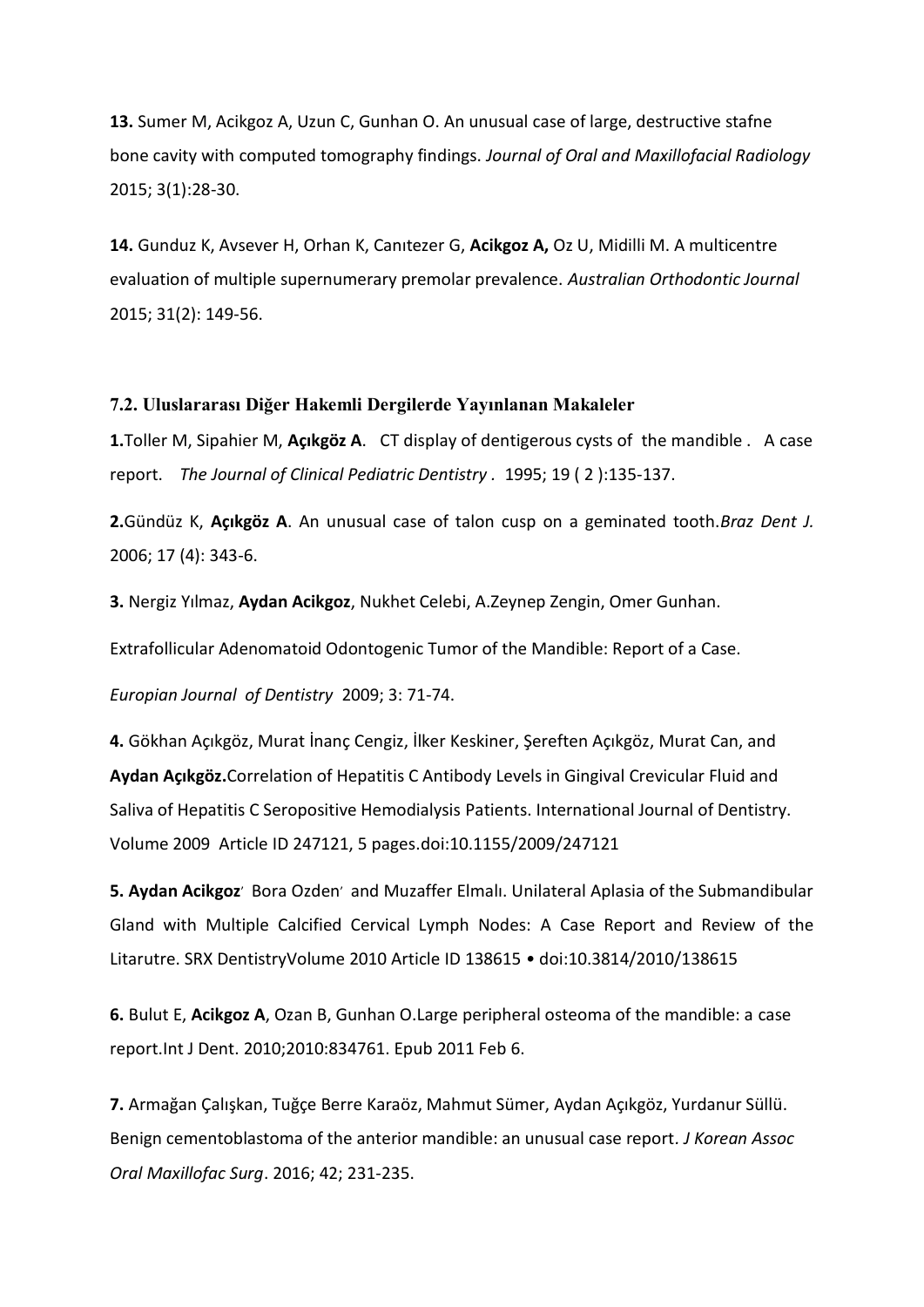**13.** Sumer M, Acikgoz A, Uzun C, Gunhan O. An unusual case of large, destructive stafne bone cavity with computed tomography findings. *Journal of Oral and Maxillofacial Radiology* 2015; 3(1):28-30.

**14.** Gunduz K, Avsever H, Orhan K, Canıtezer G, **Acikgoz A,** Oz U, Midilli M. A multicentre evaluation of multiple supernumerary premolar prevalence. *Australian Orthodontic Journal* 2015; 31(2): 149-56.

### 7.2. Uluslararası Diğer Hakemli Dergilerde Yayınlanan Makaleler

**1.**Toller M, Sipahier M, **Açıkgöz A**. CT display of dentigerous cysts of the mandible . A case report. *The Journal of Clinical Pediatric Dentistry* . 1995; 19 ( 2 ):135-137.

**2.**Gündüz K, **Açıkgöz A**. An unusual case of talon cusp on a geminated tooth.*Braz Dent J.* 2006; 17 (4): 343-6.

**3.** Nergiz Yılmaz, **Aydan Acikgoz**, Nukhet Celebi, A.Zeynep Zengin, Omer Gunhan.

Extrafollicular Adenomatoid Odontogenic Tumor of the Mandible: Report of a Case.

*Europian Journal of Dentistry* 2009; 3: 71-74.

**4.** Gökhan Açıkgöz, Murat İnanç Cengiz, İlker Keskiner, Şereften Açıkgöz, Murat Can, and **Aydan Açıkgöz.**Correlation of Hepatitis C Antibody Levels in Gingival Crevicular Fluid and Saliva of Hepatitis C Seropositive Hemodialysis Patients. International Journal of Dentistry. Volume 2009 Article ID 247121, 5 pages.doi:10.1155/2009/247121

**5. Aydan Acikgoz**′ Bora Ozden′ and Muzaffer Elmalı. Unilateral Aplasia of the Submandibular Gland with Multiple Calcified Cervical Lymph Nodes: A Case Report and Review of the Litarutre. SRX DentistryVolume 2010 Article ID 138615 • doi:10.3814/2010/138615

**6.** Bulut E, **Acikgoz A**, Ozan B, Gunhan O.Large peripheral osteoma of the mandible: a case report.Int J Dent. 2010;2010:834761. Epub 2011 Feb 6.

**7.** Armağan Çalışkan, Tuğçe Berre Karaöz, Mahmut Sümer, Aydan Açıkgöz, Yurdanur Süllü. Benign cementoblastoma of the anterior mandible: an unusual case report. *J Korean Assoc Oral Maxillofac Surg*. 2016; 42; 231-235.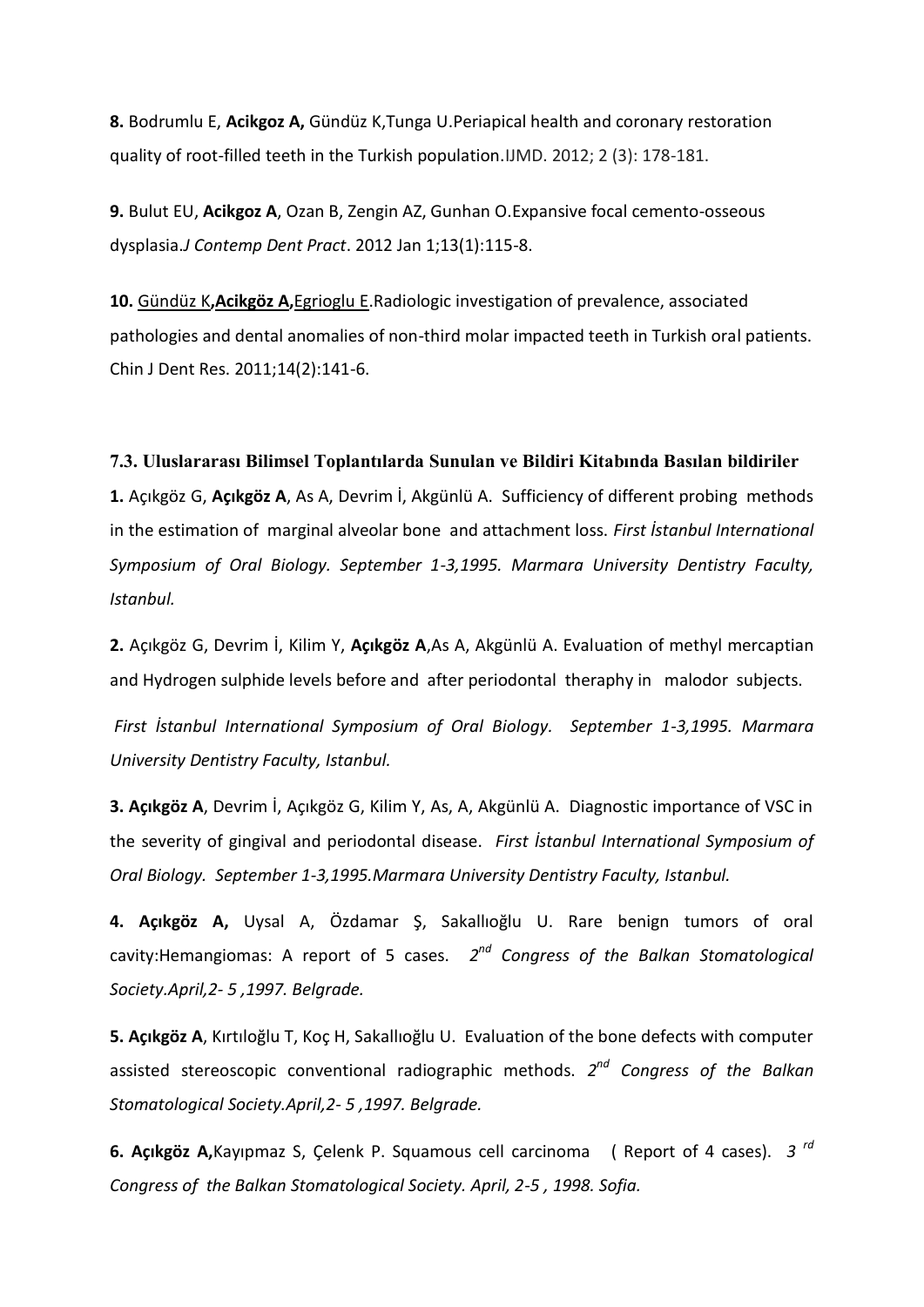**8.** Bodrumlu E, **Acikgoz A,** Gündüz K,Tunga U.Periapical health and coronary restoration quality of root-filled teeth in the Turkish population.IJMD. 2012; 2 (3): 178-181.

**9.** Bulut EU, **Acikgoz A**, Ozan B, Zengin AZ, Gunhan O.Expansive focal cemento-osseous dysplasia.*J Contemp Dent Pract*. 2012 Jan 1;13(1):115-8.

**10.** Gündüz K**,Acikgöz A,**Egrioglu E.Radiologic investigation of prevalence, associated pathologies and dental anomalies of non-third molar impacted teeth in Turkish oral patients. Chin J Dent Res. 2011;14(2):141-6.

**7.3. Uluslararası Bilimsel Toplantılarda Sunulan ve Bildiri Kitabında Basılan bildiriler**

**1.** Açıkgöz G, **Açıkgöz A**, As A, Devrim İ, Akgünlü A. Sufficiency of different probing methods in the estimation of marginal alveolar bone and attachment loss. *First İstanbul International Symposium of Oral Biology. September 1-3,1995. Marmara University Dentistry Faculty, Istanbul.*

**2.** Açıkgöz G, Devrim İ, Kilim Y, **Açıkgöz A**,As A, Akgünlü A. Evaluation of methyl mercaptian and Hydrogen sulphide levels before and after periodontal theraphy in malodor subjects.

*First İstanbul International Symposium of Oral Biology. September 1-3,1995. Marmara University Dentistry Faculty, Istanbul.*

**3. Açıkgöz A**, Devrim İ, Açıkgöz G, Kilim Y, As, A, Akgünlü A. Diagnostic importance of VSC in the severity of gingival and periodontal disease. *First İstanbul International Symposium of Oral Biology. September 1-3,1995.Marmara University Dentistry Faculty, Istanbul.*

**4. Açıkgöz A,** Uysal A, Özdamar Ş, Sakallıoğlu U. Rare benign tumors of oral cavity:Hemangiomas: A report of 5 cases. *2nd Congress of the Balkan Stomatological Society.April,2- 5 ,1997. Belgrade.*

**5. Açıkgöz A**, Kırtıloğlu T, Koç H, Sakallıoğlu U. Evaluation of the bone defects with computer assisted stereoscopic conventional radiographic methods. *2nd Congress of the Balkan Stomatological Society.April,2- 5 ,1997. Belgrade.*

**6. Açıkgöz A,**Kayıpmaz S, Çelenk P. Squamous cell carcinoma ( Report of 4 cases). *3 rd Congress of the Balkan Stomatological Society. April, 2-5 , 1998. Sofia.*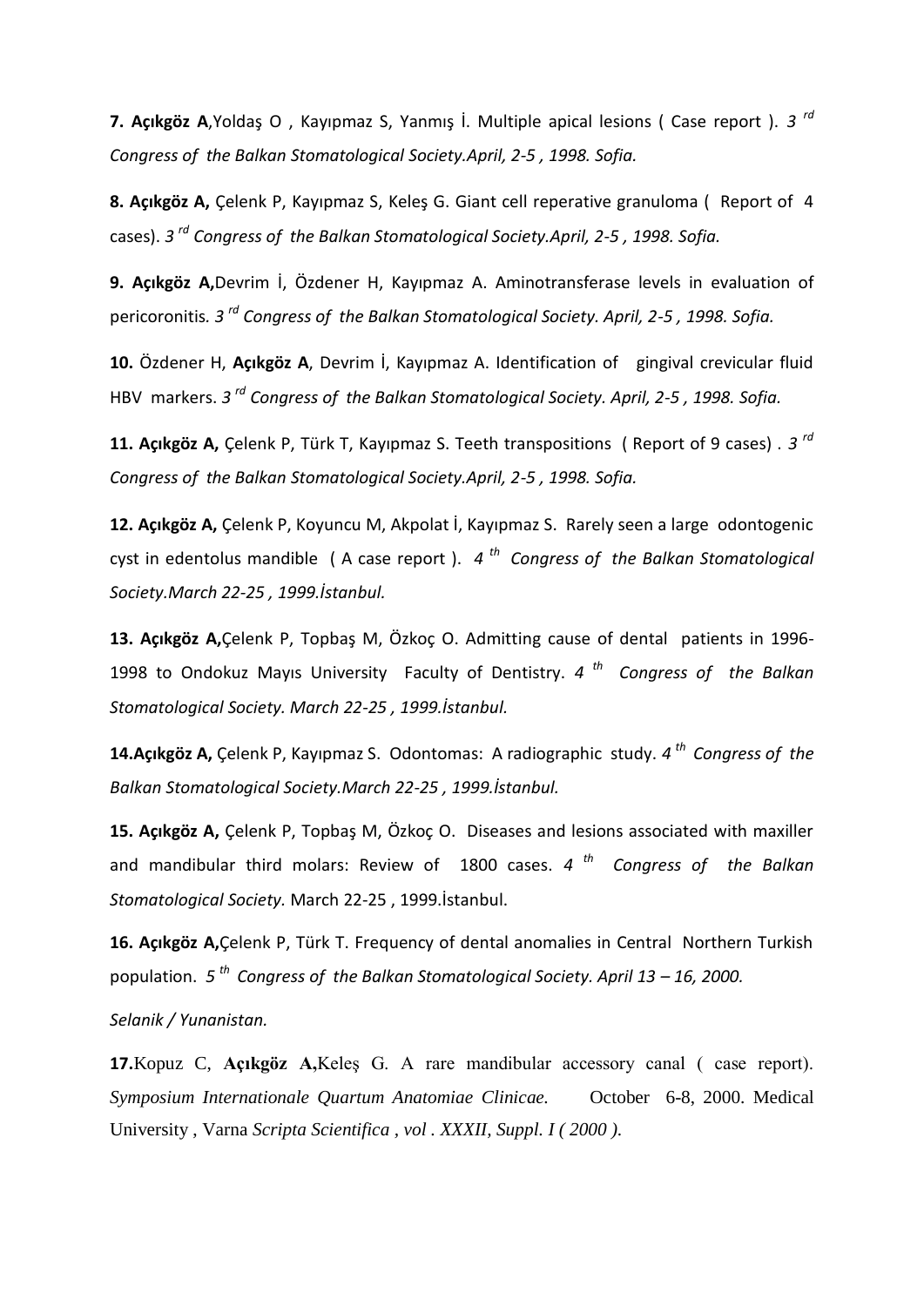**7. Açıkgöz A**,Yoldaş O , Kayıpmaz S, Yanmış İ. Multiple apical lesions ( Case report ). *3 rd Congress of the Balkan Stomatological Society.April, 2-5 , 1998. Sofia.*

**8. Açıkgöz A,** Çelenk P, Kayıpmaz S, Keleş G. Giant cell reperative granuloma ( Report of 4 cases). *3 rd Congress of the Balkan Stomatological Society.April, 2-5 , 1998. Sofia.*

**9. Açıkgöz A,**Devrim İ, Özdener H, Kayıpmaz A. Aminotransferase levels in evaluation of pericoronitis*. 3 rd Congress of the Balkan Stomatological Society. April, 2-5 , 1998. Sofia.*

**10.** Özdener H, **Açıkgöz A**, Devrim İ, Kayıpmaz A. Identification of gingival crevicular fluid HBV markers. *3 rd Congress of the Balkan Stomatological Society. April, 2-5 , 1998. Sofia.*

**11. Açıkgöz A,** Çelenk P, Türk T, Kayıpmaz S. Teeth transpositions ( Report of 9 cases) . *3 rd Congress of the Balkan Stomatological Society.April, 2-5 , 1998. Sofia.*

**12. Açıkgöz A,** Çelenk P, Koyuncu M, Akpolat İ, Kayıpmaz S. Rarely seen a large odontogenic cyst in edentolus mandible ( A case report ). *4 th Congress of the Balkan Stomatological Society.March 22-25 , 1999.İstanbul.*

**13. Açıkgöz A,**Çelenk P, Topbaş M, Özkoç O. Admitting cause of dental patients in 1996-1998 to Ondokuz Mayıs University Faculty of Dentistry. *4 th Congress of the Balkan Stomatological Society. March 22-25 , 1999.İstanbul.*

**14.Açıkgöz A,** Çelenk P, Kayıpmaz S. Odontomas: A radiographic study. *4 th Congress of the Balkan Stomatological Society.March 22-25 , 1999.İstanbul.*

**15. Açıkgöz A,** Çelenk P, Topbaş M, Özkoç O. Diseases and lesions associated with maxiller and mandibular third molars: Review of 1800 cases. *4 th Congress of the Balkan Stomatological Society.* March 22-25 , 1999.İstanbul.

**16. Açıkgöz A,**Çelenk P, Türk T. Frequency of dental anomalies in Central Northern Turkish population. *5 th Congress of the Balkan Stomatological Society. April 13 – 16, 2000.*

*Selanik / Yunanistan.*

**17.**Kopuz C, **Açıkgöz A,**Keleş G. A rare mandibular accessory canal ( case report). *Symposium Internationale Quartum Anatomiae Clinicae.* October 6-8, 2000. Medical University , Varna *Scripta Scientifica , vol . XXXII, Suppl. I ( 2000 ).*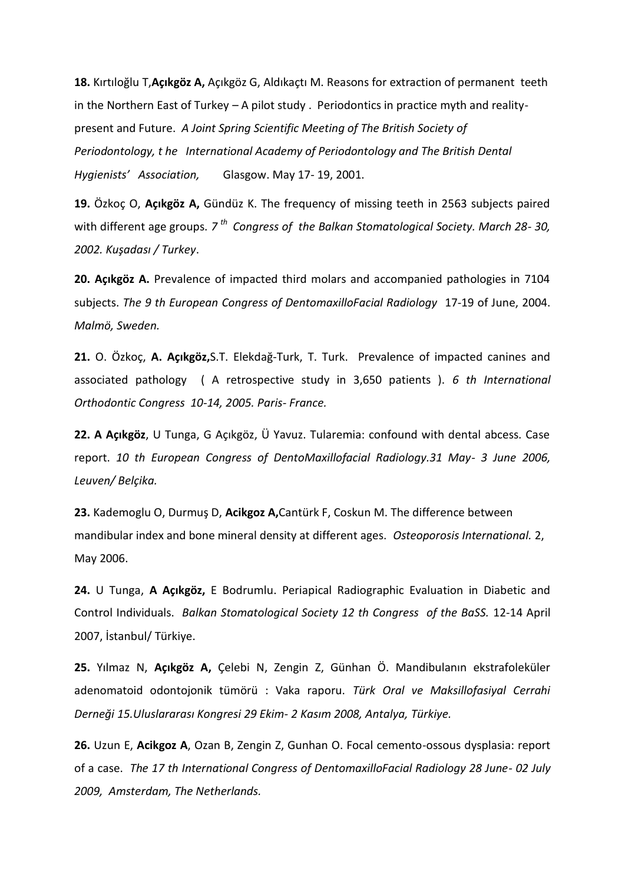**18.** Kırtıloğlu T,**Açıkgöz A,** Açıkgöz G, Aldıkaçtı M. Reasons for extraction of permanent teeth in the Northern East of Turkey – A pilot study . Periodontics in practice myth and reality- present and Future. *A Joint Spring Scientific Meeting of The British Society of Periodontology, t he International Academy of Periodontology and The British Dental Hygienists' Association,* Glasgow. May 17- 19, 2001.

**19.** Özkoç O, **Açıkgöz A,** Gündüz K. The frequency of missing teeth in 2563 subjects paired with different age groups. *7$^{th}$ Congress of the Balkan Stomatological Society. March 28- 30, 2002. Kuşadası / Turkey*.

**20. Açıkgöz A.** Prevalence of impacted third molars and accompanied pathologies in 7104 subjects. *The 9 th European Congress of DentomaxilloFacial Radiology* 17-19 of June, 2004. *Malmö, Sweden.*

**21.** O. Özkoç, **A. Açıkgöz,**S.T. Elekdağ-Turk, T. Turk. Prevalence of impacted canines and associated pathology ( A retrospective study in 3,650 patients ). *6 th International Orthodontic Congress 10-14, 2005. Paris- France.*

**22. A Açıkgöz**, U Tunga, G Açıkgöz, Ü Yavuz. Tularemia: confound with dental abcess. Case report. *10 th European Congress of DentoMaxillofacial Radiology.31 May- 3 June 2006, Leuven/ Belçika.*

**23.** Kademoglu O, Durmuş D, **Acikgoz A,**Cantürk F, Coskun M. The difference between mandibular index and bone mineral density at different ages. *Osteoporosis International.* 2, May 2006.

**24.** U Tunga, **A Açıkgöz,** E Bodrumlu. Periapical Radiographic Evaluation in Diabetic and Control Individuals. *Balkan Stomatological Society 12 th Congress of the BaSS.* 12-14 April 2007, İstanbul/ Türkiye.

**25.** Yılmaz N, **Açıkgöz A,** Çelebi N, Zengin Z, Günhan Ö. Mandibulanın ekstrafoleküler adenomatoid odontojonik tümörü : Vaka raporu. *Türk Oral ve Maksillofasiyal Cerrahi Derneği 15.Uluslararası Kongresi 29 Ekim- 2 Kasım 2008, Antalya, Türkiye.*

**26.** Uzun E, **Acikgoz A**, Ozan B, Zengin Z, Gunhan O. Focal cemento-ossous dysplasia: report of a case. *The 17 th International Congress of DentomaxilloFacial Radiology 28 June- 02 July 2009, Amsterdam, The Netherlands.*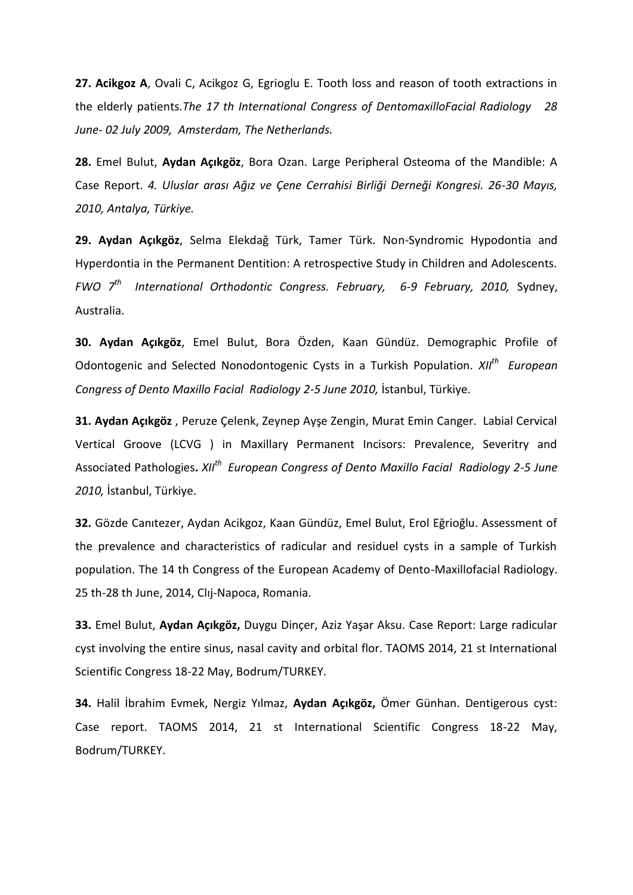**27. Acikgoz A**, Ovali C, Acikgoz G, Egrioglu E. Tooth loss and reason of tooth extractions in the elderly patients.*The 17 th International Congress of DentomaxilloFacial Radiology 28 June- 02 July 2009, Amsterdam, The Netherlands.*

**28.** Emel Bulut, **Aydan Açıkgöz**, Bora Ozan. Large Peripheral Osteoma of the Mandible: A Case Report. *4. Uluslar arası Ağız ve Çene Cerrahisi Birliği Derneği Kongresi. 26-30 Mayıs, 2010, Antalya, Türkiye.*

**29. Aydan Açıkgöz**, Selma Elekdağ Türk, Tamer Türk. Non-Syndromic Hypodontia and Hyperdontia in the Permanent Dentition: A retrospective Study in Children and Adolescents. *FWO 7th International Orthodontic Congress. February, 6-9 February, 2010,* Sydney, Australia.

**30. Aydan Açıkgöz**, Emel Bulut, Bora Özden, Kaan Gündüz. Demographic Profile of Odontogenic and Selected Nonodontogenic Cysts in a Turkish Population. *XIIth European Congress of Dento Maxillo Facial Radiology 2-5 June 2010,* İstanbul, Türkiye.

**31. Aydan Açıkgöz** , Peruze Çelenk, Zeynep Ayşe Zengin, Murat Emin Canger. Labial Cervical Vertical Groove (LCVG ) in Maxillary Permanent Incisors: Prevalence, Severitry and Associated Pathologies**.** *XIIth European Congress of Dento Maxillo Facial Radiology 2-5 June 2010,* İstanbul, Türkiye.

**32.** Gözde Canıtezer, Aydan Acikgoz, Kaan Gündüz, Emel Bulut, Erol Eğrioğlu. Assessment of the prevalence and characteristics of radicular and residuel cysts in a sample of Turkish population. The 14 th Congress of the European Academy of Dento-Maxillofacial Radiology. 25 th-28 th June, 2014, Clıj-Napoca, Romania.

**33.** Emel Bulut, **Aydan Açıkgöz,** Duygu Dinçer, Aziz Yaşar Aksu. Case Report: Large radicular cyst involving the entire sinus, nasal cavity and orbital flor. TAOMS 2014, 21 st International Scientific Congress 18-22 May, Bodrum/TURKEY.

**34.** Halil İbrahim Evmek, Nergiz Yılmaz, **Aydan Açıkgöz,** Ömer Günhan. Dentigerous cyst: Case report. TAOMS 2014, 21 st International Scientific Congress 18-22 May, Bodrum/TURKEY.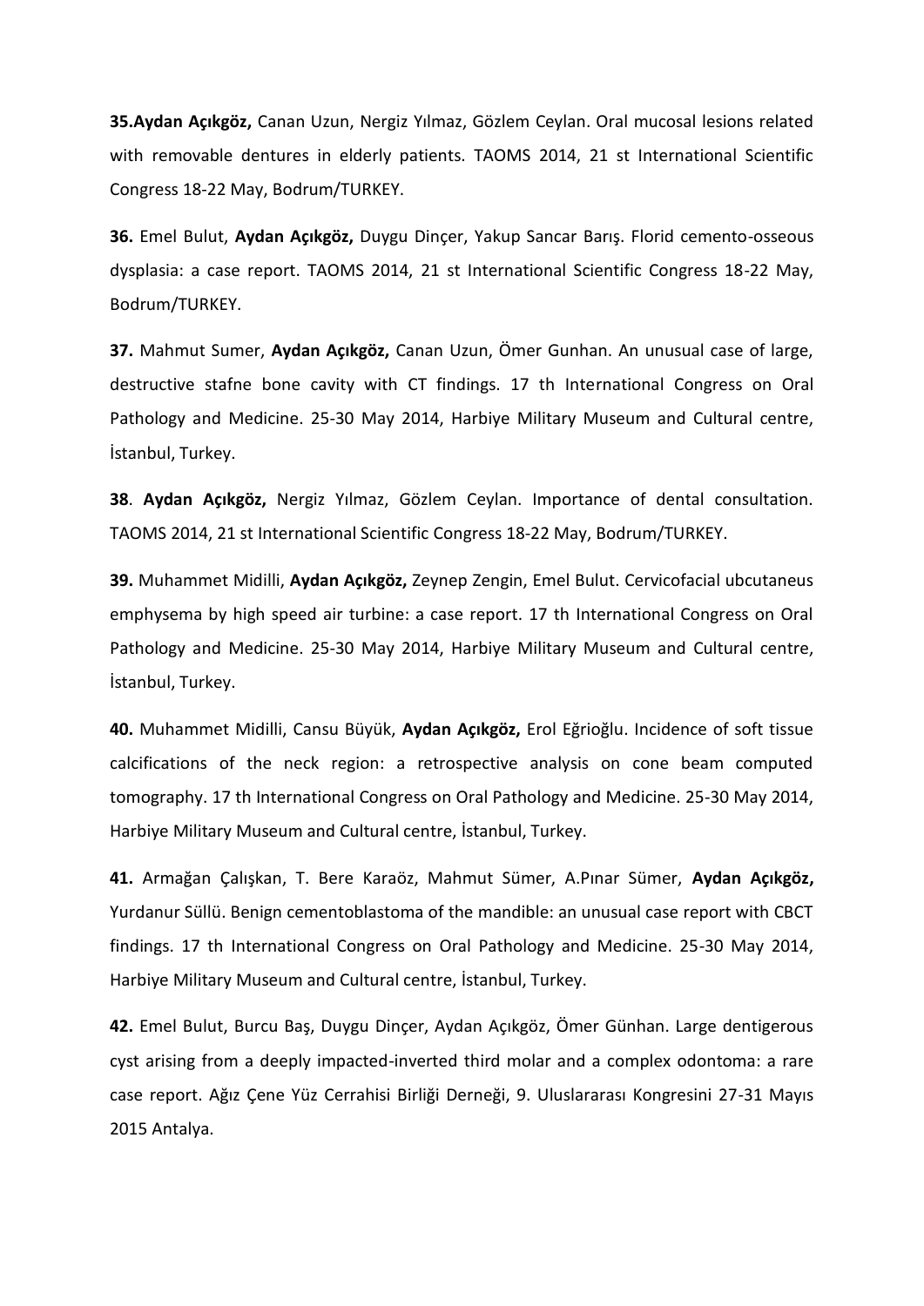**35.Aydan Açıkgöz,** Canan Uzun, Nergiz Yılmaz, Gözlem Ceylan. Oral mucosal lesions related with removable dentures in elderly patients. TAOMS 2014, 21 st International Scientific Congress 18-22 May, Bodrum/TURKEY.

**36.** Emel Bulut, **Aydan Açıkgöz,** Duygu Dinçer, Yakup Sancar Barış. Florid cemento-osseous dysplasia: a case report. TAOMS 2014, 21 st International Scientific Congress 18-22 May, Bodrum/TURKEY.

**37.** Mahmut Sumer, **Aydan Açıkgöz,** Canan Uzun, Ömer Gunhan. An unusual case of large, destructive stafne bone cavity with CT findings. 17 th International Congress on Oral Pathology and Medicine. 25-30 May 2014, Harbiye Military Museum and Cultural centre, İstanbul, Turkey.

**38**. **Aydan Açıkgöz,** Nergiz Yılmaz, Gözlem Ceylan. Importance of dental consultation. TAOMS 2014, 21 st International Scientific Congress 18-22 May, Bodrum/TURKEY.

**39.** Muhammet Midilli, **Aydan Açıkgöz,** Zeynep Zengin, Emel Bulut. Cervicofacial ubcutaneus emphysema by high speed air turbine: a case report. 17 th International Congress on Oral Pathology and Medicine. 25-30 May 2014, Harbiye Military Museum and Cultural centre, İstanbul, Turkey.

**40.** Muhammet Midilli, Cansu Büyük, **Aydan Açıkgöz,** Erol Eğrioğlu. Incidence of soft tissue calcifications of the neck region: a retrospective analysis on cone beam computed tomography. 17 th International Congress on Oral Pathology and Medicine. 25-30 May 2014, Harbiye Military Museum and Cultural centre, İstanbul, Turkey.

**41.** Armağan Çalışkan, T. Bere Karaöz, Mahmut Sümer, A.Pınar Sümer, **Aydan Açıkgöz,** Yurdanur Süllü. Benign cementoblastoma of the mandible: an unusual case report with CBCT findings. 17 th International Congress on Oral Pathology and Medicine. 25-30 May 2014, Harbiye Military Museum and Cultural centre, İstanbul, Turkey.

**42.** Emel Bulut, Burcu Baş, Duygu Dinçer, Aydan Açıkgöz, Ömer Günhan. Large dentigerous cyst arising from a deeply impacted-inverted third molar and a complex odontoma: a rare case report. Ağız Çene Yüz Cerrahisi Birliği Derneği, 9. Uluslararası Kongresini 27-31 Mayıs 2015 Antalya.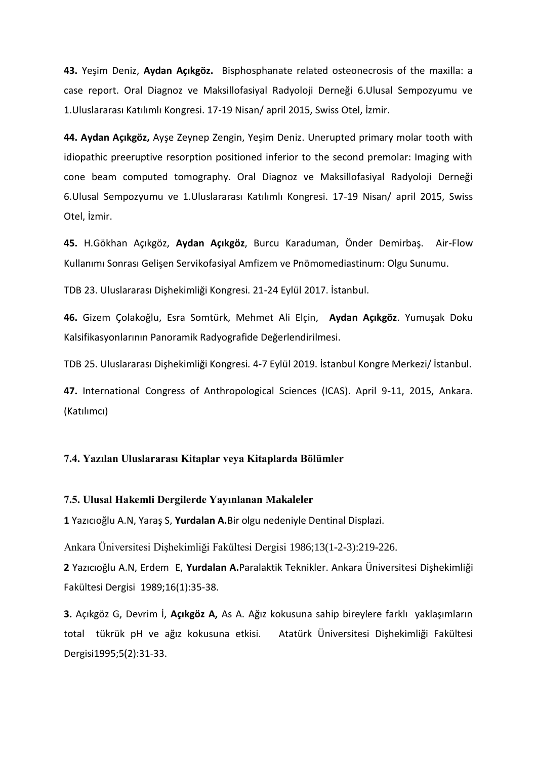**43.** Yeşim Deniz, **Aydan Açıkgöz.** Bisphosphanate related osteonecrosis of the maxilla: a case report. Oral Diagnoz ve Maksillofasiyal Radyoloji Derneği 6.Ulusal Sempozyumu ve 1.Uluslararası Katılımlı Kongresi. 17-19 Nisan/ april 2015, Swiss Otel, İzmir.

**44. Aydan Açıkgöz,** Ayşe Zeynep Zengin, Yeşim Deniz. Unerupted primary molar tooth with idiopathic preeruptive resorption positioned inferior to the second premolar: Imaging with cone beam computed tomography. Oral Diagnoz ve Maksillofasiyal Radyoloji Derneği 6.Ulusal Sempozyumu ve 1.Uluslararası Katılımlı Kongresi. 17-19 Nisan/ april 2015, Swiss Otel, İzmir.

**45.** H.Gökhan Açıkgöz, **Aydan Açıkgöz**, Burcu Karaduman, Önder Demirbaş. Air-Flow Kullanımı Sonrası Gelişen Servikofasiyal Amfizem ve Pnömomediastinum: Olgu Sunumu.

TDB 23. Uluslararası Dişhekimliği Kongresi. 21-24 Eylül 2017. İstanbul.

**46.** Gizem Çolakoğlu, Esra Somtürk, Mehmet Ali Elçin, **Aydan Açıkgöz**. Yumuşak Doku Kalsifikasyonlarının Panoramik Radyografide Değerlendirilmesi.

TDB 25. Uluslararası Dişhekimliği Kongresi. 4-7 Eylül 2019. İstanbul Kongre Merkezi/ İstanbul.

**47.** International Congress of Anthropological Sciences (ICAS). April 9-11, 2015, Ankara. (Katılımcı)

### 7.4. Yazılan Uluslararası Kitaplar veya Kitaplarda Bölümler

### 7.5. Ulusal Hakemli Dergilerde Yayınlanan Makaleler

**1** Yazıcıoğlu A.N, Yaraş S, **Yurdalan A.**Bir olgu nedeniyle Dentinal Displazi.

Ankara Üniversitesi Dişhekimliği Fakültesi Dergisi 1986;13(1-2-3):219-226.

**2** Yazıcıoğlu A.N, Erdem E, **Yurdalan A.**Paralaktik Teknikler. Ankara Üniversitesi Dişhekimliği Fakültesi Dergisi 1989;16(1):35-38.

**3.** Açıkgöz G, Devrim İ, **Açıkgöz A,** As A. Ağız kokusuna sahip bireylere farklı yaklaşımların total tükrük pH ve ağız kokusuna etkisi. Atatürk Üniversitesi Dişhekimliği Fakültesi Dergisi1995;5(2):31-33.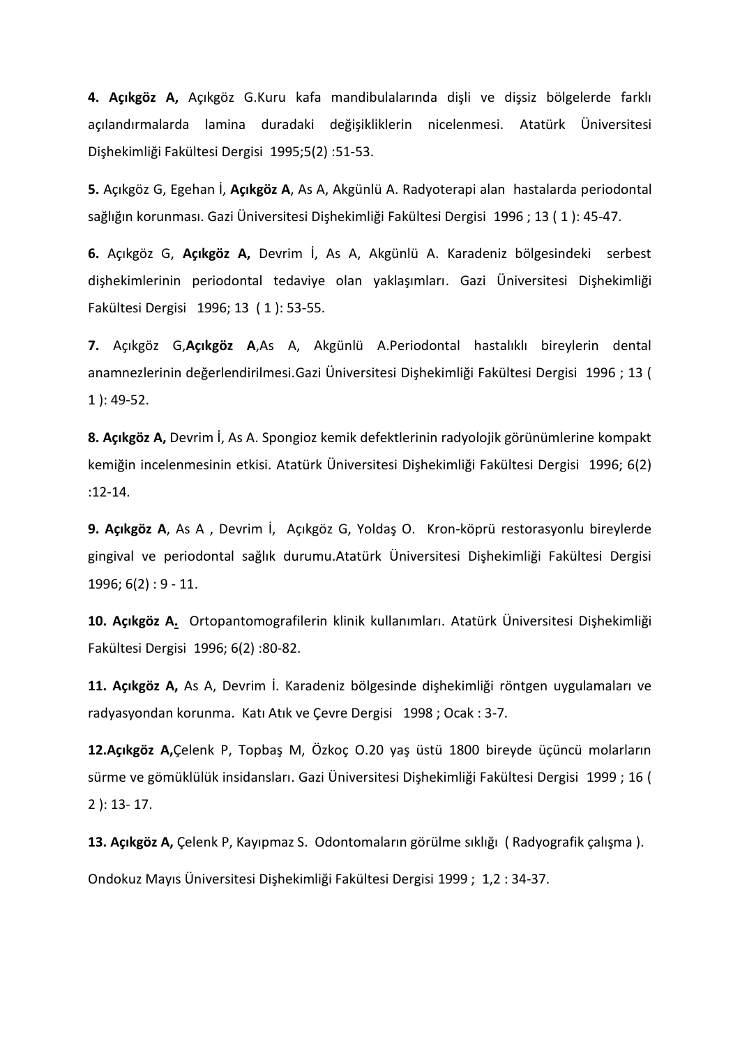**4. Açıkgöz A,** Açıkgöz G.Kuru kafa mandibulalarında dişli ve dişsiz bölgelerde farklı açılandırmalarda lamina duradaki değişikliklerin nicelenmesi. Atatürk Üniversitesi Dişhekimliği Fakültesi Dergisi 1995;5(2) :51-53.

**5.** Açıkgöz G, Egehan İ, **Açıkgöz A**, As A, Akgünlü A. Radyoterapi alan hastalarda periodontal sağlığın korunması. Gazi Üniversitesi Dişhekimliği Fakültesi Dergisi 1996 ; 13 ( 1 ): 45-47.

**6.** Açıkgöz G, **Açıkgöz A,** Devrim İ, As A, Akgünlü A. Karadeniz bölgesindeki serbest dişhekimlerinin periodontal tedaviye olan yaklaşımları. Gazi Üniversitesi Dişhekimliği Fakültesi Dergisi 1996; 13 ( 1 ): 53-55.

**7.** Açıkgöz G,**Açıkgöz A**,As A, Akgünlü A.Periodontal hastalıklı bireylerin dental anamnezlerinin değerlendirilmesi.Gazi Üniversitesi Dişhekimliği Fakültesi Dergisi 1996 ; 13 ( 1 ): 49-52.

**8. Açıkgöz A,** Devrim İ, As A. Spongioz kemik defektlerinin radyolojik görünümlerine kompakt kemiğin incelenmesinin etkisi. Atatürk Üniversitesi Dişhekimliği Fakültesi Dergisi 1996; 6(2) :12-14.

**9. Açıkgöz A**, As A , Devrim İ, Açıkgöz G, Yoldaş O. Kron-köprü restorasyonlu bireylerde gingival ve periodontal sağlık durumu.Atatürk Üniversitesi Dişhekimliği Fakültesi Dergisi 1996; 6(2) : 9 - 11.

**10. Açıkgöz A.** Ortopantomografilerin klinik kullanımları. Atatürk Üniversitesi Dişhekimliği Fakültesi Dergisi 1996; 6(2) :80-82.

**11. Açıkgöz A,** As A, Devrim İ. Karadeniz bölgesinde dişhekimliği röntgen uygulamaları ve radyasyondan korunma. Katı Atık ve Çevre Dergisi 1998 ; Ocak : 3-7.

**12.Açıkgöz A,**Çelenk P, Topbaş M, Özkoç O.20 yaş üstü 1800 bireyde üçüncü molarların sürme ve gömüklülük insidansları. Gazi Üniversitesi Dişhekimliği Fakültesi Dergisi 1999 ; 16 ( 2 ): 13- 17.

**13. Açıkgöz A,** Çelenk P, Kayıpmaz S. Odontomaların görülme sıklığı ( Radyografik çalışma ).

Ondokuz Mayıs Üniversitesi Dişhekimliği Fakültesi Dergisi 1999 ; 1,2 : 34-37.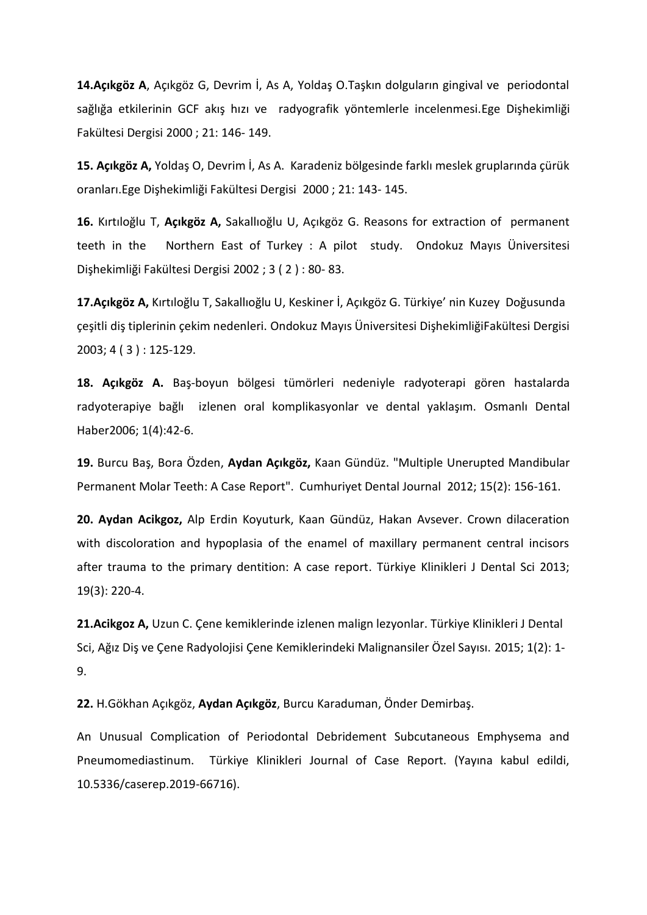**14.Açıkgöz A**, Açıkgöz G, Devrim İ, As A, Yoldaş O.Taşkın dolguların gingival ve periodontal sağlığa etkilerinin GCF akış hızı ve radyografik yöntemlerle incelenmesi.Ege Dişhekimliği Fakültesi Dergisi 2000 ; 21: 146- 149.

**15. Açıkgöz A,** Yoldaş O, Devrim İ, As A. Karadeniz bölgesinde farklı meslek gruplarında çürük oranları.Ege Dişhekimliği Fakültesi Dergisi 2000 ; 21: 143- 145.

**16.** Kırtıloğlu T, **Açıkgöz A,** Sakallıoğlu U, Açıkgöz G. Reasons for extraction of permanent teeth in the Northern East of Turkey : A pilot study. Ondokuz Mayıs Üniversitesi Dişhekimliği Fakültesi Dergisi 2002 ; 3 ( 2 ) : 80- 83.

**17.Açıkgöz A,** Kırtıloğlu T, Sakallıoğlu U, Keskiner İ, Açıkgöz G. Türkiye' nin Kuzey Doğusunda çeşitli diş tiplerinin çekim nedenleri. Ondokuz Mayıs Üniversitesi DişhekimliğiFakültesi Dergisi 2003; 4 ( 3 ) : 125-129.

**18. Açıkgöz A.** Baş-boyun bölgesi tümörleri nedeniyle radyoterapi gören hastalarda radyoterapiye bağlı izlenen oral komplikasyonlar ve dental yaklaşım. Osmanlı Dental Haber2006; 1(4):42-6.

**19.** Burcu Baş, Bora Özden, **Aydan Açıkgöz,** Kaan Gündüz. "Multiple Unerupted Mandibular Permanent Molar Teeth: A Case Report". Cumhuriyet Dental Journal 2012; 15(2): 156-161.

**20. Aydan Acikgoz,** Alp Erdin Koyuturk, Kaan Gündüz, Hakan Avsever. Crown dilaceration with discoloration and hypoplasia of the enamel of maxillary permanent central incisors after trauma to the primary dentition: A case report. Türkiye Klinikleri J Dental Sci 2013; 19(3): 220-4.

**21.Acikgoz A,** Uzun C. Çene kemiklerinde izlenen malign lezyonlar. Türkiye Klinikleri J Dental Sci, Ağız Diş ve Çene Radyolojisi Çene Kemiklerindeki Malignansiler Özel Sayısı. 2015; 1(2): 1-9.

**22.** H.Gökhan Açıkgöz, **Aydan Açıkgöz**, Burcu Karaduman, Önder Demirbaş.

An Unusual Complication of Periodontal Debridement Subcutaneous Emphysema and Pneumomediastinum. Türkiye Klinikleri Journal of Case Report. (Yayına kabul edildi, 10.5336/caserep.2019-66716).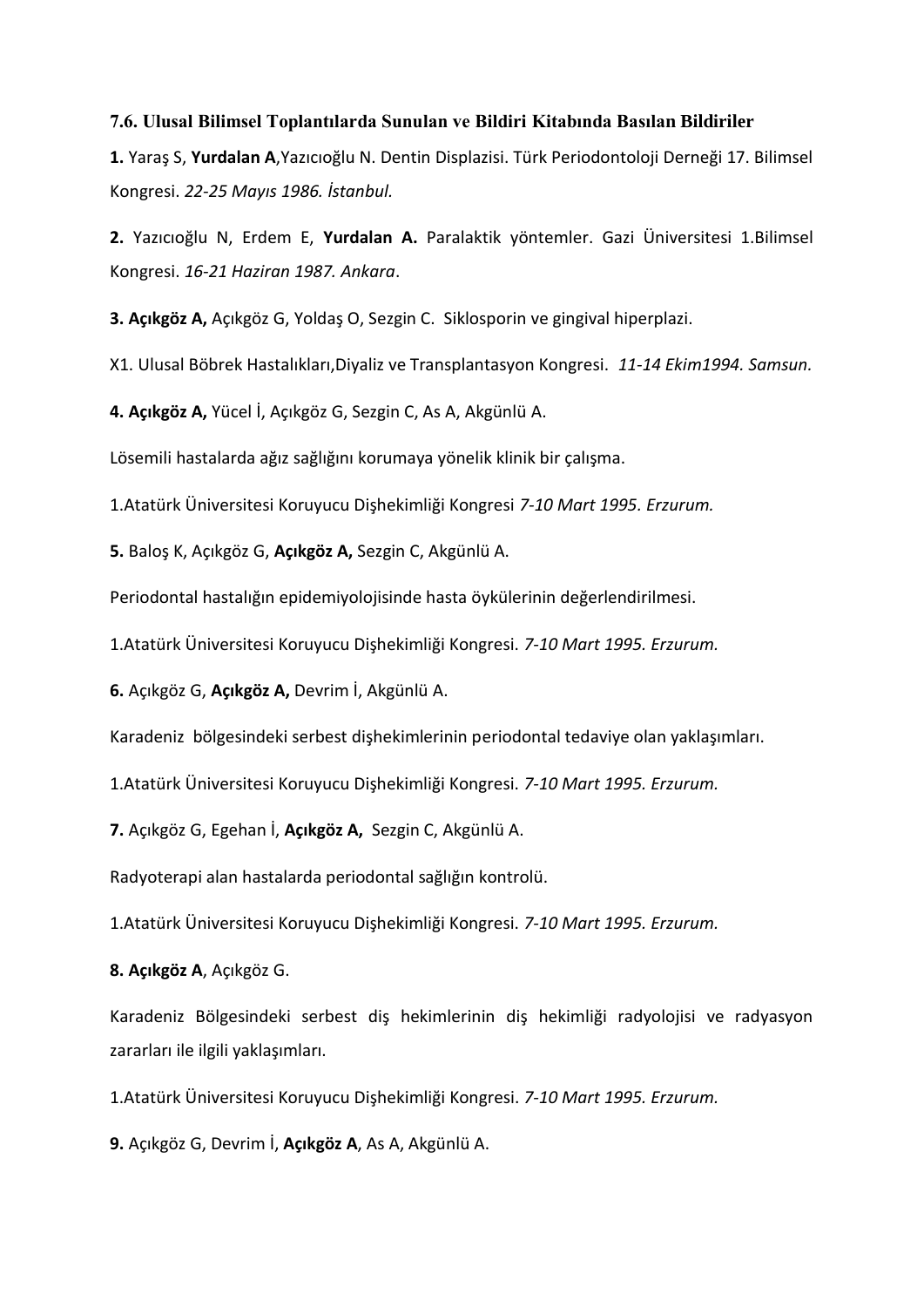### 7.6. Ulusal Bilimsel Toplantılarda Sunulan ve Bildiri Kitabında Basılan Bildiriler

**1.** Yaraş S, **Yurdalan A**,Yazıcıoğlu N. Dentin Displazisi. Türk Periodontoloji Derneği 17. Bilimsel Kongresi. *22-25 Mayıs 1986. İstanbul.*

**2.** Yazıcıoğlu N, Erdem E, **Yurdalan A.** Paralaktik yöntemler. Gazi Üniversitesi 1.Bilimsel Kongresi. *16-21 Haziran 1987. Ankara*.

**3. Açıkgöz A,** Açıkgöz G, Yoldaş O, Sezgin C. Siklosporin ve gingival hiperplazi.

X1. Ulusal Böbrek Hastalıkları,Diyaliz ve Transplantasyon Kongresi. *11-14 Ekim1994. Samsun.*

**4. Açıkgöz A,** Yücel İ, Açıkgöz G, Sezgin C, As A, Akgünlü A.

Lösemili hastalarda ağız sağlığını korumaya yönelik klinik bir çalışma.

1.Atatürk Üniversitesi Koruyucu Dişhekimliği Kongresi *7-10 Mart 1995. Erzurum.*

**5.** Baloş K, Açıkgöz G, **Açıkgöz A,** Sezgin C, Akgünlü A.

Periodontal hastalığın epidemiyolojisinde hasta öykülerinin değerlendirilmesi.

1.Atatürk Üniversitesi Koruyucu Dişhekimliği Kongresi. *7-10 Mart 1995. Erzurum.*

**6.** Açıkgöz G, **Açıkgöz A,** Devrim İ, Akgünlü A.

Karadeniz bölgesindeki serbest dişhekimlerinin periodontal tedaviye olan yaklaşımları.

1.Atatürk Üniversitesi Koruyucu Dişhekimliği Kongresi. *7-10 Mart 1995. Erzurum.*

**7.** Açıkgöz G, Egehan İ, **Açıkgöz A,** Sezgin C, Akgünlü A.

Radyoterapi alan hastalarda periodontal sağlığın kontrolü.

1.Atatürk Üniversitesi Koruyucu Dişhekimliği Kongresi. *7-10 Mart 1995. Erzurum.*

**8. Açıkgöz A**, Açıkgöz G.

Karadeniz Bölgesindeki serbest diş hekimlerinin diş hekimliği radyolojisi ve radyasyon zararları ile ilgili yaklaşımları.

1.Atatürk Üniversitesi Koruyucu Dişhekimliği Kongresi. *7-10 Mart 1995. Erzurum.*

**9.** Açıkgöz G, Devrim İ, **Açıkgöz A**, As A, Akgünlü A.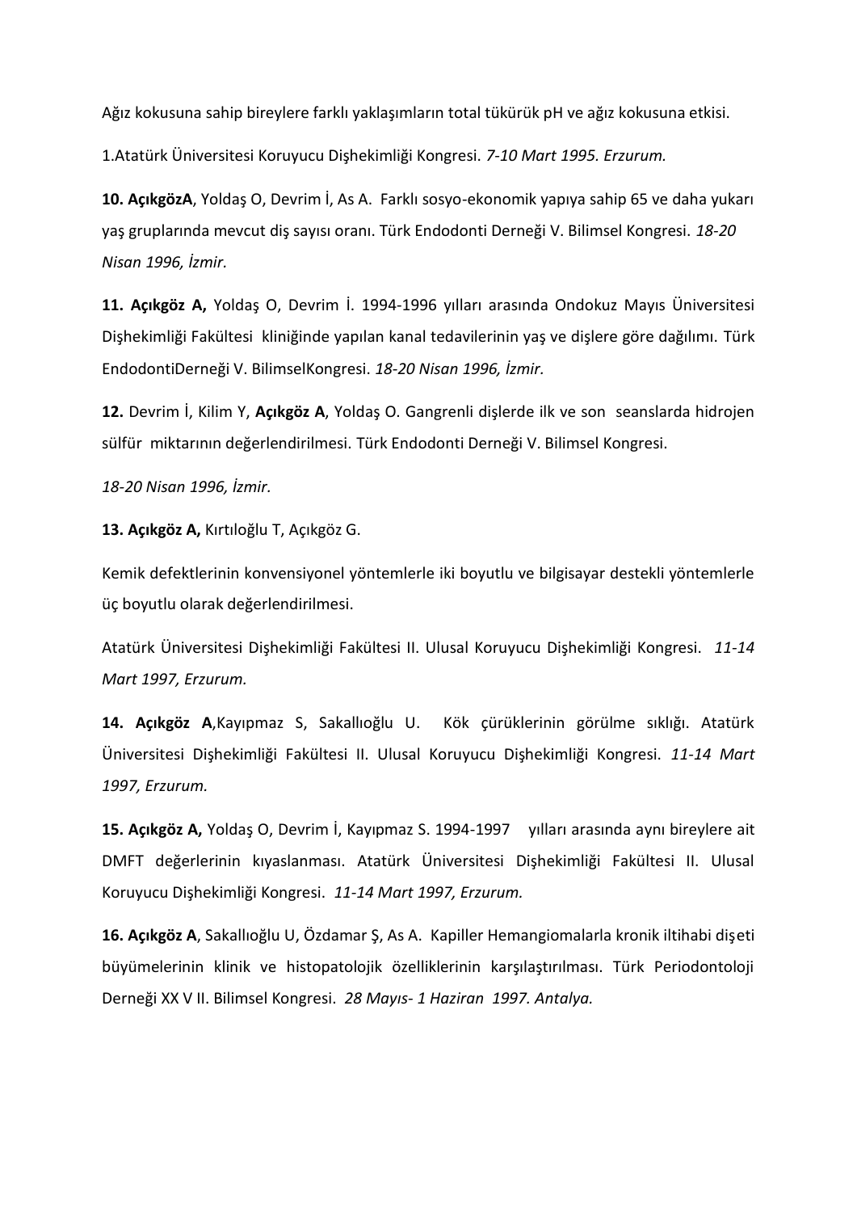Ağız kokusuna sahip bireylere farklı yaklaşımların total tükürük pH ve ağız kokusuna etkisi.

1.Atatürk Üniversitesi Koruyucu Dişhekimliği Kongresi. *7-10 Mart 1995. Erzurum.*

**10. AçıkgözA**, Yoldaş O, Devrim İ, As A. Farklı sosyo-ekonomik yapıya sahip 65 ve daha yukarı yaş gruplarında mevcut diş sayısı oranı. Türk Endodonti Derneği V. Bilimsel Kongresi. *18-20 Nisan 1996, İzmir.*

**11. Açıkgöz A,** Yoldaş O, Devrim İ. 1994-1996 yılları arasında Ondokuz Mayıs Üniversitesi Dişhekimliği Fakültesi kliniğinde yapılan kanal tedavilerinin yaş ve dişlere göre dağılımı. Türk EndodontiDerneği V. BilimselKongresi. *18-20 Nisan 1996, İzmir.*

**12.** Devrim İ, Kilim Y, **Açıkgöz A**, Yoldaş O. Gangrenli dişlerde ilk ve son seanslarda hidrojen sülfür miktarının değerlendirilmesi. Türk Endodonti Derneği V. Bilimsel Kongresi.

*18-20 Nisan 1996, İzmir.*

**13. Açıkgöz A,** Kırtıloğlu T, Açıkgöz G.

Kemik defektlerinin konvensiyonel yöntemlerle iki boyutlu ve bilgisayar destekli yöntemlerle üç boyutlu olarak değerlendirilmesi.

Atatürk Üniversitesi Dişhekimliği Fakültesi II. Ulusal Koruyucu Dişhekimliği Kongresi. *11-14 Mart 1997, Erzurum.*

**14. Açıkgöz A**,Kayıpmaz S, Sakallıoğlu U. Kök çürüklerinin görülme sıklığı. Atatürk Üniversitesi Dişhekimliği Fakültesi II. Ulusal Koruyucu Dişhekimliği Kongresi. *11-14 Mart 1997, Erzurum.*

**15. Açıkgöz A,** Yoldaş O, Devrim İ, Kayıpmaz S. 1994-1997 yılları arasında aynı bireylere ait DMFT değerlerinin kıyaslanması. Atatürk Üniversitesi Dişhekimliği Fakültesi II. Ulusal Koruyucu Dişhekimliği Kongresi. *11-14 Mart 1997, Erzurum.*

**16. Açıkgöz A**, Sakallıoğlu U, Özdamar Ş, As A. Kapiller Hemangiomalarla kronik iltihabi dişeti büyümelerinin klinik ve histopatolojik özelliklerinin karşılaştırılması. Türk Periodontoloji Derneği XX V II. Bilimsel Kongresi. *28 Mayıs- 1 Haziran 1997. Antalya.*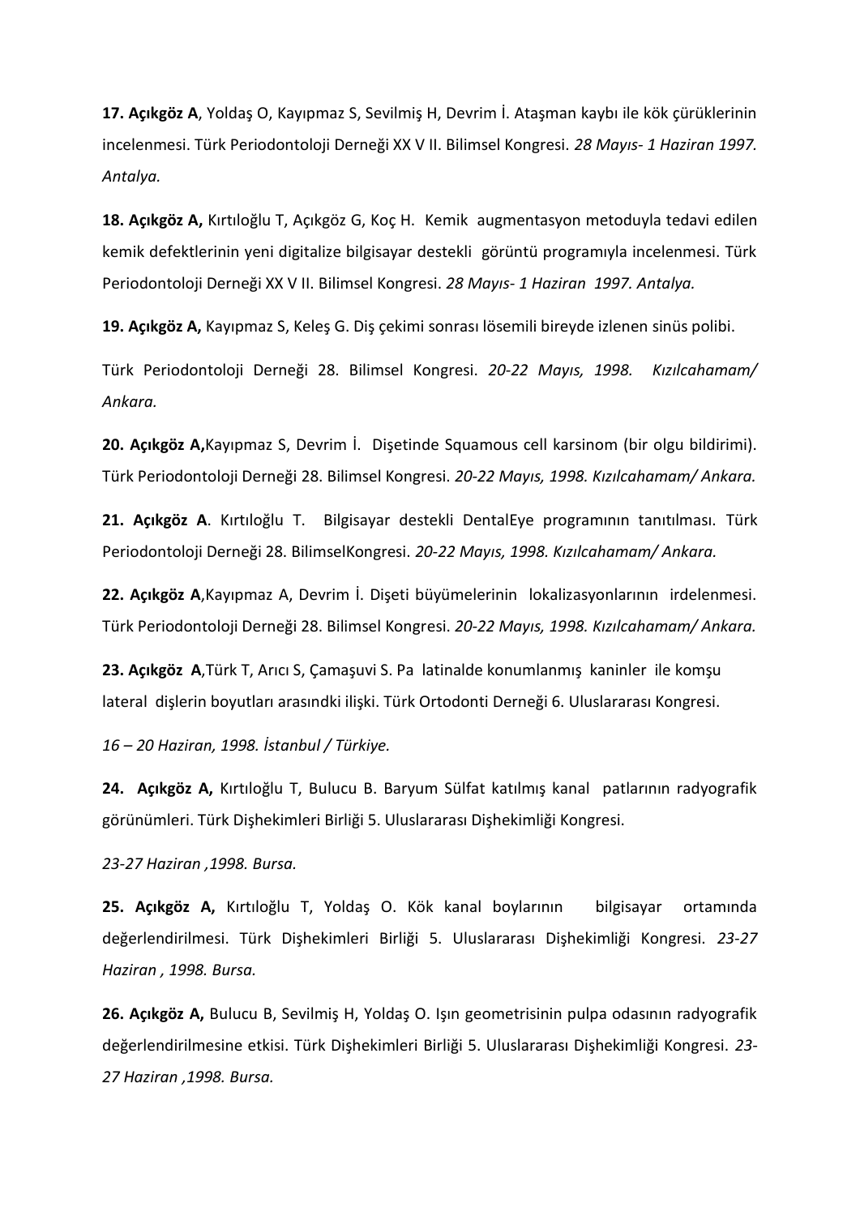**17. Açıkgöz A**, Yoldaş O, Kayıpmaz S, Sevilmiş H, Devrim İ. Ataşman kaybı ile kök çürüklerinin incelenmesi. Türk Periodontoloji Derneği XX V II. Bilimsel Kongresi. *28 Mayıs- 1 Haziran 1997. Antalya.*

**18. Açıkgöz A,** Kırtıloğlu T, Açıkgöz G, Koç H. Kemik augmentasyon metoduyla tedavi edilen kemik defektlerinin yeni digitalize bilgisayar destekli görüntü programıyla incelenmesi. Türk Periodontoloji Derneği XX V II. Bilimsel Kongresi. *28 Mayıs- 1 Haziran 1997. Antalya.*

**19. Açıkgöz A,** Kayıpmaz S, Keleş G. Diş çekimi sonrası lösemili bireyde izlenen sinüs polibi.

Türk Periodontoloji Derneği 28. Bilimsel Kongresi. *20-22 Mayıs, 1998. Kızılcahamam/ Ankara.*

**20. Açıkgöz A,**Kayıpmaz S, Devrim İ. Dişetinde Squamous cell karsinom (bir olgu bildirimi). Türk Periodontoloji Derneği 28. Bilimsel Kongresi. *20-22 Mayıs, 1998. Kızılcahamam/ Ankara.*

**21. Açıkgöz A**. Kırtıloğlu T. Bilgisayar destekli DentalEye programının tanıtılması. Türk Periodontoloji Derneği 28. BilimselKongresi. *20-22 Mayıs, 1998. Kızılcahamam/ Ankara.*

**22. Açıkgöz A**,Kayıpmaz A, Devrim İ. Dişeti büyümelerinin lokalizasyonlarının irdelenmesi. Türk Periodontoloji Derneği 28. Bilimsel Kongresi. *20-22 Mayıs, 1998. Kızılcahamam/ Ankara.*

**23. Açıkgöz A**,Türk T, Arıcı S, Çamaşuvi S. Pa latinalde konumlanmış kaninler ile komşu lateral dişlerin boyutları arasındki ilişki. Türk Ortodonti Derneği 6. Uluslararası Kongresi.

*16 – 20 Haziran, 1998. İstanbul / Türkiye.*

**24. Açıkgöz A,** Kırtıloğlu T, Bulucu B. Baryum Sülfat katılmış kanal patlarının radyografik görünümleri. Türk Dişhekimleri Birliği 5. Uluslararası Dişhekimliği Kongresi.

*23-27 Haziran ,1998. Bursa.*

**25. Açıkgöz A,** Kırtıloğlu T, Yoldaş O. Kök kanal boylarının bilgisayar ortamında değerlendirilmesi. Türk Dişhekimleri Birliği 5. Uluslararası Dişhekimliği Kongresi. *23-27 Haziran , 1998. Bursa.*

**26. Açıkgöz A,** Bulucu B, Sevilmiş H, Yoldaş O. Işın geometrisinin pulpa odasının radyografik değerlendirilmesine etkisi. Türk Dişhekimleri Birliği 5. Uluslararası Dişhekimliği Kongresi. *23-27 Haziran ,1998. Bursa.*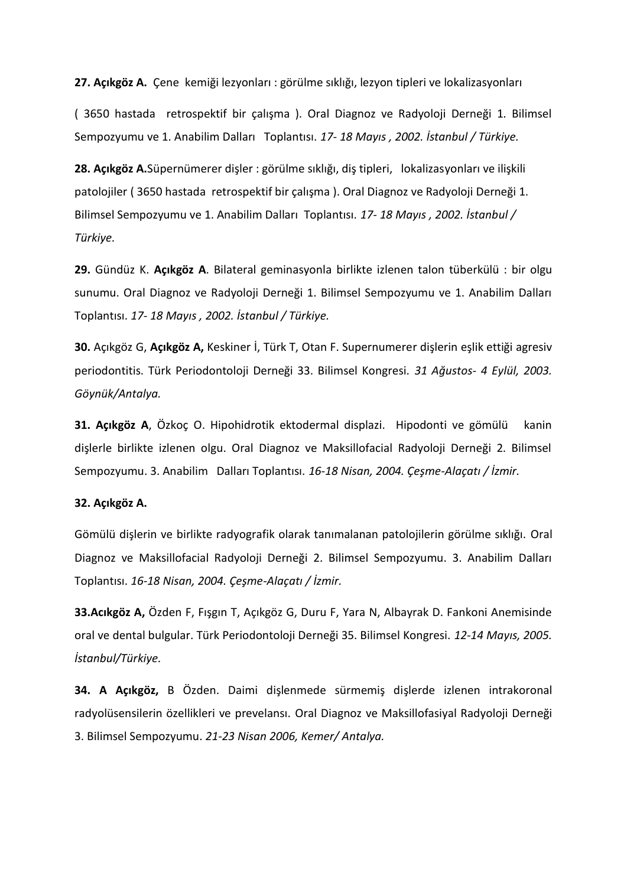**27. Açıkgöz A.** Çene kemiği lezyonları : görülme sıklığı, lezyon tipleri ve lokalizasyonları

( 3650 hastada retrospektif bir çalışma ). Oral Diagnoz ve Radyoloji Derneği 1. Bilimsel Sempozyumu ve 1. Anabilim Dalları Toplantısı. *17- 18 Mayıs , 2002. İstanbul / Türkiye.*

**28. Açıkgöz A.**Süpernümerer dişler : görülme sıklığı, diş tipleri, lokalizasyonları ve ilişkili patolojiler ( 3650 hastada retrospektif bir çalışma ). Oral Diagnoz ve Radyoloji Derneği 1. Bilimsel Sempozyumu ve 1. Anabilim Dalları Toplantısı. *17- 18 Mayıs , 2002. İstanbul / Türkiye.*

**29.** Gündüz K. **Açıkgöz A**. Bilateral geminasyonla birlikte izlenen talon tüberkülü : bir olgu sunumu. Oral Diagnoz ve Radyoloji Derneği 1. Bilimsel Sempozyumu ve 1. Anabilim Dalları Toplantısı. *17- 18 Mayıs , 2002. İstanbul / Türkiye.*

**30.** Açıkgöz G, **Açıkgöz A,** Keskiner İ, Türk T, Otan F. Supernumerer dişlerin eşlik ettiği agresiv periodontitis. Türk Periodontoloji Derneği 33. Bilimsel Kongresi. *31 Ağustos- 4 Eylül, 2003. Göynük/Antalya.*

**31. Açıkgöz A**, Özkoç O. Hipohidrotik ektodermal displazi. Hipodonti ve gömülü kanin dişlerle birlikte izlenen olgu. Oral Diagnoz ve Maksillofacial Radyoloji Derneği 2. Bilimsel Sempozyumu. 3. Anabilim Dalları Toplantısı. *16-18 Nisan, 2004. Çeşme-Alaçatı / İzmir.*

**32. Açıkgöz A.**

Gömülü dişlerin ve birlikte radyografik olarak tanımalanan patolojilerin görülme sıklığı. Oral Diagnoz ve Maksillofacial Radyoloji Derneği 2. Bilimsel Sempozyumu. 3. Anabilim Dalları Toplantısı. *16-18 Nisan, 2004. Çeşme-Alaçatı / İzmir.*

**33.Acıkgöz A,** Özden F, Fışgın T, Açıkgöz G, Duru F, Yara N, Albayrak D. Fankoni Anemisinde oral ve dental bulgular. Türk Periodontoloji Derneği 35. Bilimsel Kongresi. *12-14 Mayıs, 2005. İstanbul/Türkiye.*

**34. A Açıkgöz,** B Özden. Daimi dişlenmede sürmemiş dişlerde izlenen intrakoronal radyolüsensilerin özellikleri ve prevelansı. Oral Diagnoz ve Maksillofasiyal Radyoloji Derneği 3. Bilimsel Sempozyumu. *21-23 Nisan 2006, Kemer/ Antalya.*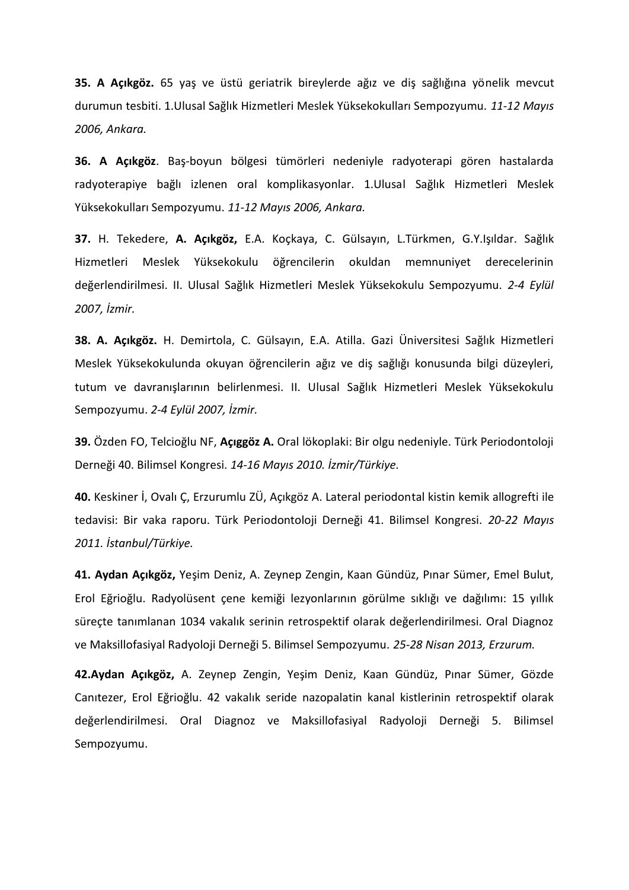**35. A Açıkgöz.** 65 yaş ve üstü geriatrik bireylerde ağız ve diş sağlığına yönelik mevcut durumun tesbiti. 1.Ulusal Sağlık Hizmetleri Meslek Yüksekokulları Sempozyumu. *11-12 Mayıs 2006, Ankara.*

**36. A Açıkgöz**. Baş-boyun bölgesi tümörleri nedeniyle radyoterapi gören hastalarda radyoterapiye bağlı izlenen oral komplikasyonlar. 1.Ulusal Sağlık Hizmetleri Meslek Yüksekokulları Sempozyumu. *11-12 Mayıs 2006, Ankara.*

**37.** H. Tekedere, **A. Açıkgöz,** E.A. Koçkaya, C. Gülsayın, L.Türkmen, G.Y.Işıldar. Sağlık Hizmetleri Meslek Yüksekokulu öğrencilerin okuldan memnuniyet derecelerinin değerlendirilmesi. II. Ulusal Sağlık Hizmetleri Meslek Yüksekokulu Sempozyumu. *2-4 Eylül 2007, İzmir.*

**38. A. Açıkgöz.** H. Demirtola, C. Gülsayın, E.A. Atilla. Gazi Üniversitesi Sağlık Hizmetleri Meslek Yüksekokulunda okuyan öğrencilerin ağız ve diş sağlığı konusunda bilgi düzeyleri, tutum ve davranışlarının belirlenmesi. II. Ulusal Sağlık Hizmetleri Meslek Yüksekokulu Sempozyumu. *2-4 Eylül 2007, İzmir.*

**39.** Özden FO, Telcioğlu NF, **Açıggöz A.** Oral lökoplaki: Bir olgu nedeniyle. Türk Periodontoloji Derneği 40. Bilimsel Kongresi. *14-16 Mayıs 2010. İzmir/Türkiye.*

**40.** Keskiner İ, Ovalı Ç, Erzurumlu ZÜ, Açıkgöz A. Lateral periodontal kistin kemik allogrefti ile tedavisi: Bir vaka raporu. Türk Periodontoloji Derneği 41. Bilimsel Kongresi. *20-22 Mayıs 2011. İstanbul/Türkiye.*

**41. Aydan Açıkgöz,** Yeşim Deniz, A. Zeynep Zengin, Kaan Gündüz, Pınar Sümer, Emel Bulut, Erol Eğrioğlu. Radyolüsent çene kemiği lezyonlarının görülme sıklığı ve dağılımı: 15 yıllık süreçte tanımlanan 1034 vakalık serinin retrospektif olarak değerlendirilmesi. Oral Diagnoz ve Maksillofasiyal Radyoloji Derneği 5. Bilimsel Sempozyumu. *25-28 Nisan 2013, Erzurum.*

**42.Aydan Açıkgöz,** A. Zeynep Zengin, Yeşim Deniz, Kaan Gündüz, Pınar Sümer, Gözde Canıtezer, Erol Eğrioğlu. 42 vakalık seride nazopalatin kanal kistlerinin retrospektif olarak değerlendirilmesi. Oral Diagnoz ve Maksillofasiyal Radyoloji Derneği 5. Bilimsel Sempozyumu.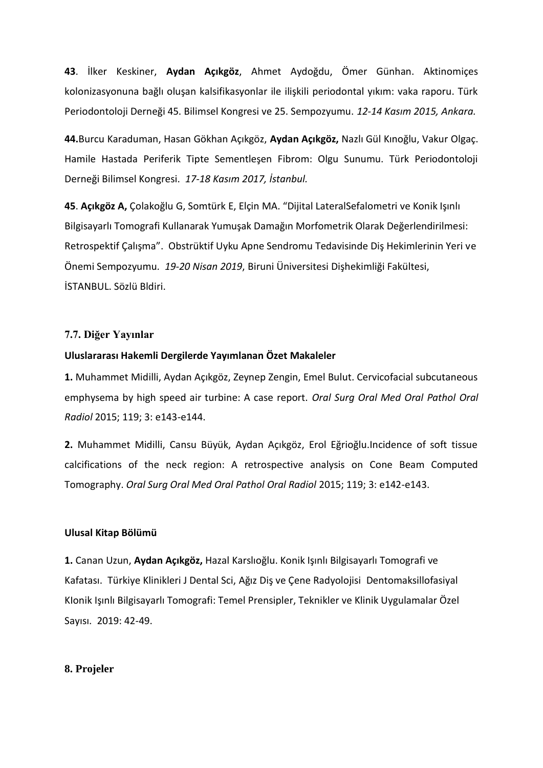**43**. İlker Keskiner, **Aydan Açıkgöz**, Ahmet Aydoğdu, Ömer Günhan. Aktinomiçes kolonizasyonuna bağlı oluşan kalsifikasyonlar ile ilişkili periodontal yıkım: vaka raporu. Türk Periodontoloji Derneği 45. Bilimsel Kongresi ve 25. Sempozyumu. *12-14 Kasım 2015, Ankara.*

**44.**Burcu Karaduman, Hasan Gökhan Açıkgöz, **Aydan Açıkgöz,** Nazlı Gül Kınoğlu, Vakur Olgaç. Hamile Hastada Periferik Tipte Sementleşen Fibrom: Olgu Sunumu. Türk Periodontoloji Derneği Bilimsel Kongresi. *17-18 Kasım 2017, İstanbul.*

**45**. **Açıkgöz A,** Çolakoğlu G, Somtürk E, Elçin MA. "Dijital LateralSefalometri ve Konik Işınlı Bilgisayarlı Tomografi Kullanarak Yumuşak Damağın Morfometrik Olarak Değerlendirilmesi: Retrospektif Çalışma". Obstrüktif Uyku Apne Sendromu Tedavisinde Diş Hekimlerinin Yeri ve Önemi Sempozyumu. *19-20 Nisan 2019*, Biruni Üniversitesi Dişhekimliği Fakültesi, İSTANBUL. Sözlü Bldiri.

## 7.7. Diğer Yayınlar

### Uluslararası Hakemli Dergilerde Yayımlanan Özet Makaleler

**1.** Muhammet Midilli, Aydan Açıkgöz, Zeynep Zengin, Emel Bulut. Cervicofacial subcutaneous emphysema by high speed air turbine: A case report. *Oral Surg Oral Med Oral Pathol Oral Radiol* 2015; 119; 3: e143-e144.

**2.** Muhammet Midilli, Cansu Büyük, Aydan Açıkgöz, Erol Eğrioğlu.Incidence of soft tissue calcifications of the neck region: A retrospective analysis on Cone Beam Computed Tomography. *Oral Surg Oral Med Oral Pathol Oral Radiol* 2015; 119; 3: e142-e143.

### Ulusal Kitap Bölümü

**1.** Canan Uzun, **Aydan Açıkgöz,** Hazal Karslıoğlu. Konik Işınlı Bilgisayarlı Tomografi ve Kafatası. Türkiye Klinikleri J Dental Sci, Ağız Diş ve Çene Radyolojisi Dentomaksillofasiyal KIonik Işınlı Bilgisayarlı Tomografi: Temel Prensipler, Teknikler ve Klinik Uygulamalar Özel Sayısı. 2019: 42-49.

## 8. Projeler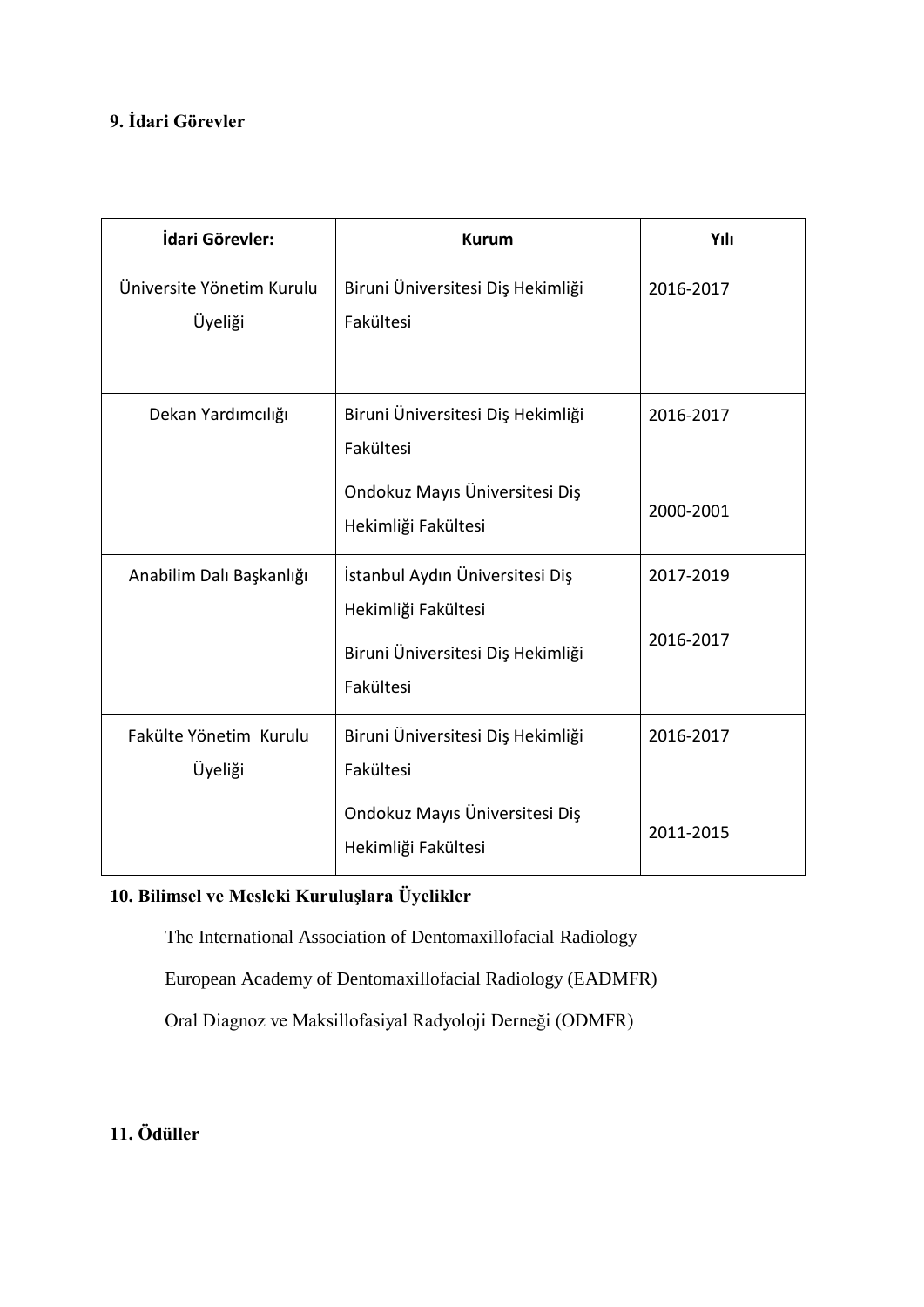## 9. İdari Görevler

| İdari Görevler: | Kurum | Yılı |
|---|---|---|
| Üniversite Yönetim Kurulu Üyeliği | Biruni Üniversitesi Diş Hekimliği Fakültesi | 2016-2017 |
| Dekan Yardımcılığı | Biruni Üniversitesi Diş Hekimliği Fakültesi<br>Ondokuz Mayıs Üniversitesi Diş Hekimliği Fakültesi | 2016-2017<br>2000-2001 |
| Anabilim Dalı Başkanlığı | İstanbul Aydın Üniversitesi Diş Hekimliği Fakültesi<br>Biruni Üniversitesi Diş Hekimliği Fakültesi | 2017-2019<br>2016-2017 |
| Fakülte Yönetim Kurulu Üyeliği | Biruni Üniversitesi Diş Hekimliği Fakültesi<br>Ondokuz Mayıs Üniversitesi Diş Hekimliği Fakültesi | 2016-2017<br>2011-2015 |

## 10. Bilimsel ve Mesleki Kuruluşlara Üyelikler

The International Association of Dentomaxillofacial Radiology

European Academy of Dentomaxillofacial Radiology (EADMFR)

Oral Diagnoz ve Maksillofasiyal Radyoloji Derneği (ODMFR)

## 11. Ödüller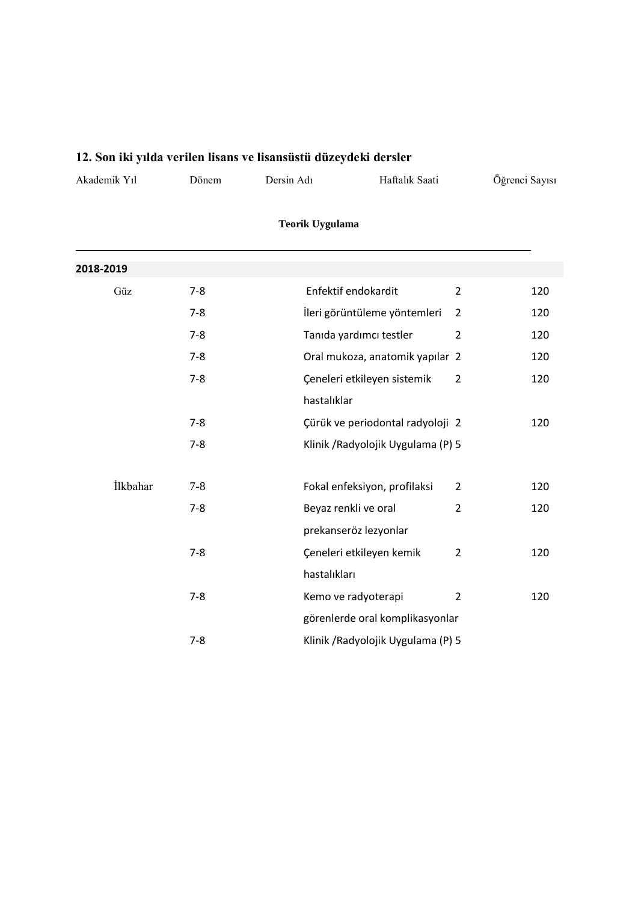## 12. Son iki yılda verilen lisans ve lisansüstü düzeydeki dersler

| Akademik Yıl | Dönem | Dersin Adı | Haftalık Saati | Öğrenci Sayısı |
|---|---|---|---|---|
| | | **Teorik Uygulama** | | |
| **2018-2019** | | | | |
| Güz | 7-8 | Enfektif endokardit | 2 | 120 |
| | 7-8 | İleri görüntüleme yöntemleri | 2 | 120 |
| | 7-8 | Tanıda yardımcı testler | 2 | 120 |
| | 7-8 | Oral mukoza, anatomik yapılar | 2 | 120 |
| | 7-8 | Çeneleri etkileyen sistemik hastalıklar | 2 | 120 |
| | 7-8 | Çürük ve periodontal radyoloji | 2 | 120 |
| | 7-8 | Klinik /Radyolojik Uygulama (P) | 5 | |
| İlkbahar | 7-8 | Fokal enfeksiyon, profilaksi | 2 | 120 |
| | 7-8 | Beyaz renkli ve oral prekanseröz lezyonlar | 2 | 120 |
| | 7-8 | Çeneleri etkileyen kemik hastalıkları | 2 | 120 |
| | 7-8 | Kemo ve radyoterapi görenlerde oral komplikasyonlar | 2 | 120 |
| | 7-8 | Klinik /Radyolojik Uygulama (P) | 5 | |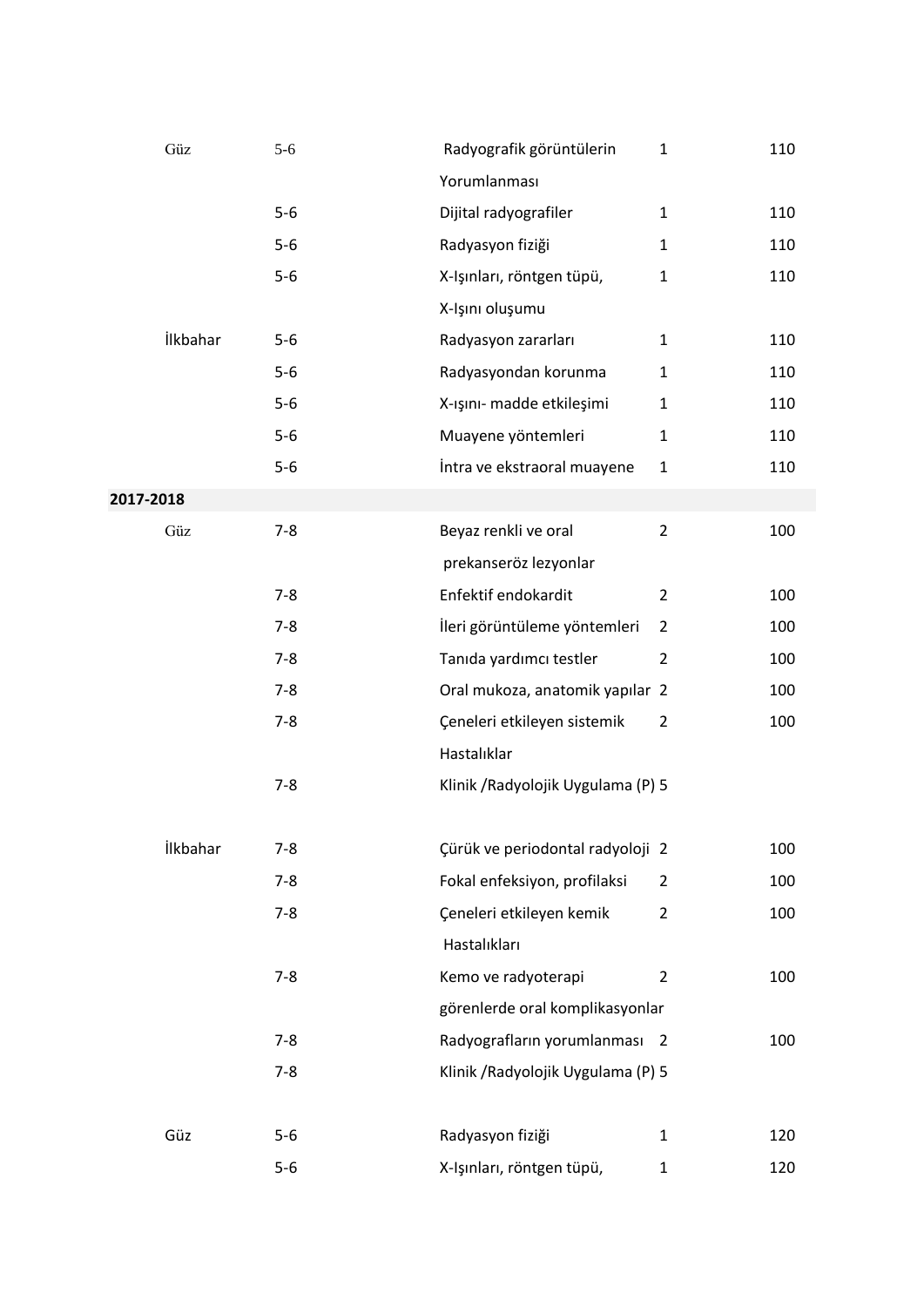| | | | | |
|---|---|---|---|---|
| Güz | 5-6 | Radyografik görüntülerin Yorumlanması | 1 | 110 |
| | 5-6 | Dijital radyografiler | 1 | 110 |
| | 5-6 | Radyasyon fiziği | 1 | 110 |
| | 5-6 | X-Işınları, röntgen tüpü, X-Işını oluşumu | 1 | 110 |
| İlkbahar | 5-6 | Radyasyon zararları | 1 | 110 |
| | 5-6 | Radyasyondan korunma | 1 | 110 |
| | 5-6 | X-ışını- madde etkileşimi | 1 | 110 |
| | 5-6 | Muayene yöntemleri | 1 | 110 |
| | 5-6 | İntra ve ekstraoral muayene | 1 | 110 |
| **2017-2018** | | | | |
| Güz | 7-8 | Beyaz renkli ve oral prekanseröz lezyonlar | 2 | 100 |
| | 7-8 | Enfektif endokardit | 2 | 100 |
| | 7-8 | İleri görüntüleme yöntemleri | 2 | 100 |
| | 7-8 | Tanıda yardımcı testler | 2 | 100 |
| | 7-8 | Oral mukoza, anatomik yapılar | 2 | 100 |
| | 7-8 | Çeneleri etkileyen sistemik Hastalıklar | 2 | 100 |
| | 7-8 | Klinik /Radyolojik Uygulama (P) | 5 | |
| İlkbahar | 7-8 | Çürük ve periodontal radyoloji | 2 | 100 |
| | 7-8 | Fokal enfeksiyon, profilaksi | 2 | 100 |
| | 7-8 | Çeneleri etkileyen kemik Hastalıkları | 2 | 100 |
| | 7-8 | Kemo ve radyoterapi görenlerde oral komplikasyonlar | 2 | 100 |
| | 7-8 | Radyografların yorumlanması | 2 | 100 |
| | 7-8 | Klinik /Radyolojik Uygulama (P) | 5 | |
| Güz | 5-6 | Radyasyon fiziği | 1 | 120 |
| | 5-6 | X-Işınları, röntgen tüpü, | 1 | 120 |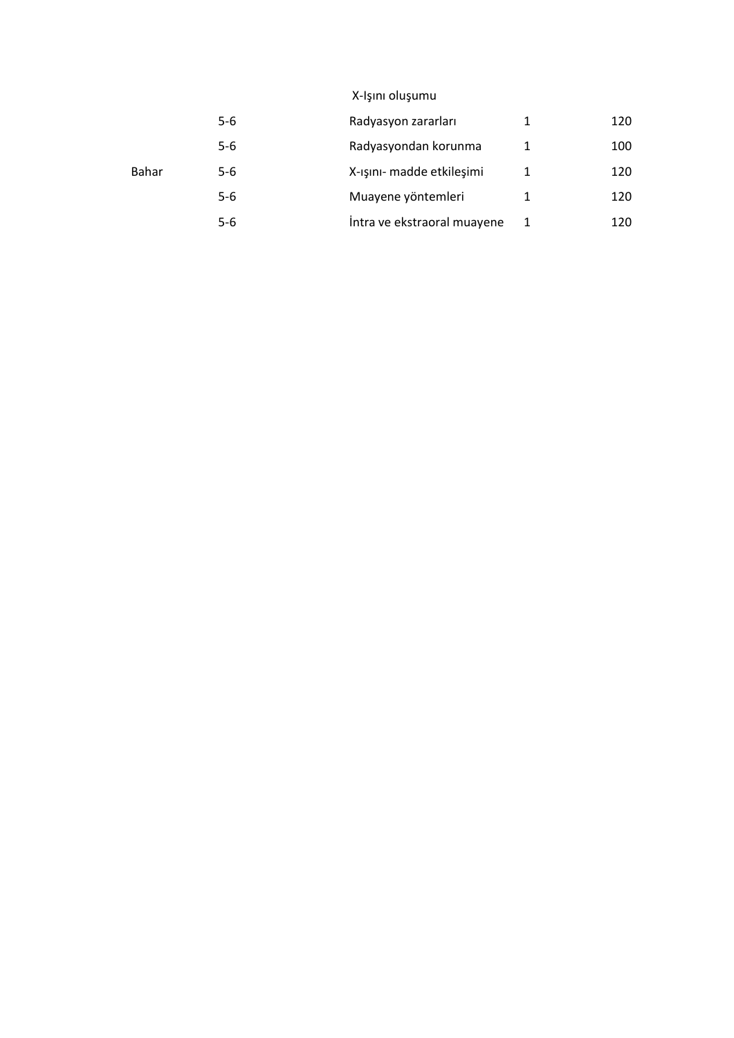| | | | | |
|---|---|---|---|---|
| | | X-Işını oluşumu | | |
| | 5-6 | Radyasyon zararları | 1 | 120 |
| | 5-6 | Radyasyondan korunma | 1 | 100 |
| Bahar | 5-6 | X-ışını- madde etkileşimi | 1 | 120 |
| | 5-6 | Muayene yöntemleri | 1 | 120 |
| | 5-6 | İntra ve ekstraoral muayene | 1 | 120 |